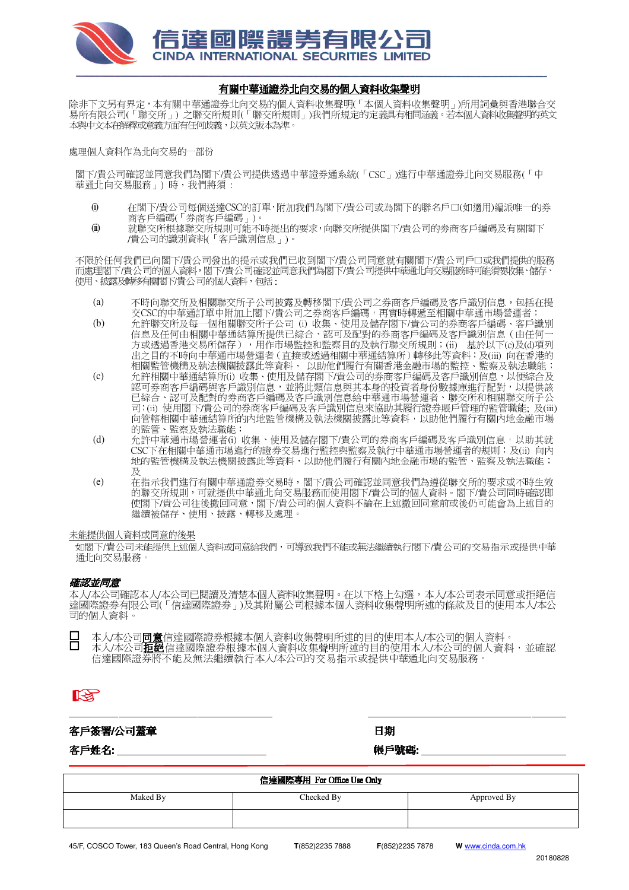# 信達國際證券有限公司
CINDA INTERNATIONAL SECURITIES LIMITED

## 有關中華通證券北向交易的個人資料收集聲明

除非下文另有界定，本有關中華通證券北向交易的個人資料收集聲明(「本個人資料收集聲明」)所用詞彙與香港聯合交易所有限公司(「聯交所」) 之聯交所規則(「聯交所規則」)我們所規定的定義具有相同涵義。若本個人資料收集聲明的英文本與中文本在解釋或意義方面有任何歧義，以英文版本為準。

處理個人資料作為北向交易的一部份

閣下/貴公司確認並同意我們為閣下/貴公司提供透過中華證券通系統(「CSC」)進行中華通證券北向交易服務(「中華通北向交易服務」) 時，我們將須：

(i) 在閣下/貴公司每個送達CSC的訂單，附加我們為閣下/貴公司或為閣下的聯名戶口(如適用)編派唯一的券商客戶編碼(「券商客戶編碼」)。

(ii) 就聯交所根據聯交所規則可能不時提出的要求，向聯交所提供閣下/貴公司的券商客戶編碼及有關閣下/貴公司的識別資料(「客戶識別信息」)。

不限於任何我們已向閣下/貴公司發出的提示或我們已收到閣下/貴公司同意就有關閣下/貴公司戶口或我們提供的服務而處理閣下/貴公司的個人資料，閣下/貴公司確認並同意我們為閣下/貴公司提供中華通北向交易服務時可能須要收集、儲存、使用、披露及轉移有關閣下/貴公司的個人資料，包括：

(a) 不時向聯交所及相關聯交所子公司披露及轉移閣下/貴公司之券商客戶編碼及客戶識別信息，包括在提交CSC的中華通訂單中附加上閣下/貴公司之券商客戶編碼，再實時轉遞至相關中華通市場營運者；

(b) 允許聯交所及每一個相關聯交所子公司 (i) 收集、使用及儲存閣下/貴公司的券商客戶編碼、客戶識別信息及任何由相關中華通結算所提供已綜合、認可及配對的券商客戶識別信息（由任何一方或透過香港交易所儲存），用作市場監控和監察目的及執行聯交所規則；(ii) 基於以下(c)及(d)項列出之目的不時向中華通市場營運者（直接或透過相關中華通結算所）轉移此等資料；及(iii) 向在香港的相關監管機構及執法機關披露此等資料， 以助他們履行有關香港金融市場的監控、監察及執法職能；

(c) 允許相關中華通結算所(i) 收集、使用及儲存閣下/貴公司的券商客戶編碼及客戶識別信息，以便綜合及認可券商客戶編碼與客戶識別信息，並將此類信息與其本身的投資者身份數據庫進行配對，以提供該已綜合、認可及配對的券商客戶編碼及客戶識別信息給中華通市場營運者、聯交所和相關聯交所子公司；(ii) 使用閣下/貴公司的券商客戶編碼及客戶識別信息來協助其履行證券賬戶管理的監管職能; 及(iii) 向管轄相關中華通結算所的內地監管機構及執法機關披露此等資料，以助他們履行有關內地金融市場的監管、監察及執法職能；

(d) 允許中華通市場營運者(i) 收集、使用及儲存閣下/貴公司的券商客戶編碼及客戶識別信息，以助其就CSC下在相關中華通市場進行的證券交易進行監控與監察及執行中華通市場營運者的規則；及(ii) 向內地的監管機構及執法機關披露此等資料，以助他們履行有關內地金融市場的監管、監察及執法職能；及

(e) 在指示我們進行有關中華通證券交易時，閣下/貴公司確認並同意我們為遵從聯交所的要求或不時生效的聯交所規則，可就提供中華通北向交易服務而使用閣下/貴公司的個人資料。閣下/貴公司同時確認即使閣下/貴公司往後撤回同意，閣下/貴公司的個人資料不論在上述撤回同意前或後仍可能會為上述目的繼續被儲存、使用、披露、轉移及處理。

未能提供個人資料或同意的後果

如閣下/貴公司未能提供上述個人資料或同意給我們，可導致我們不能或無法繼續執行閣下/貴公司的交易指示或提供中華通北向交易服務。

***確認並同意***

本人/本公司確認本人/本公司已閱讀及清楚本個人資料收集聲明。在以下格上勾選，本人/本公司表示同意或拒絕信達國際證券有限公司(「信達國際證券」)及其附屬公司根據本個人資料收集聲明所述的條款及目的使用本人/本公司的個人資料。

☐ 本人/本公司**同意**信達國際證券根據本個人資料收集聲明所述的目的使用本人/本公司的個人資料。

☐ 本人/本公司**拒絕**信達國際證券根據本個人資料收集聲明所述的目的使用本人/本公司的個人資料， 並確認信達國際證券將不能及無法繼續執行本人/本公司的交易指示或提供中華通北向交易服務。

☞

**客戶簽署/公司蓋章** ____________________　　**日期** ____________________

**客戶姓名:** ____________________　　**帳戶號碼:** ____________________

| 信達國際專用 For Office Use Only | | |
|---|---|---|
| Maked By | Checked By | Approved By |
| | | |

45/F, COSCO Tower, 183 Queen's Road Central, Hong Kong　**T**(852)2235 7888　**F**(852)2235 7878　**W** www.cinda.com.hk

20180828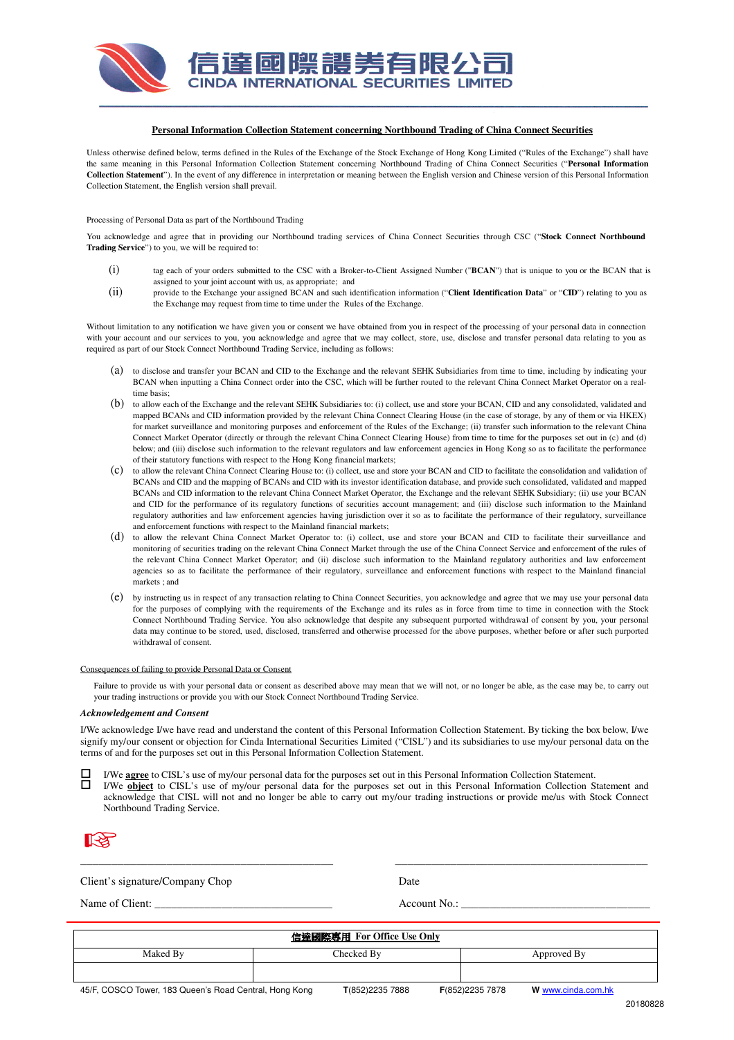信達國際證券有限公司
CINDA INTERNATIONAL SECURITIES LIMITED

**Personal Information Collection Statement concerning Northbound Trading of China Connect Securities**

Unless otherwise defined below, terms defined in the Rules of the Exchange of the Stock Exchange of Hong Kong Limited ("Rules of the Exchange") shall have the same meaning in this Personal Information Collection Statement concerning Northbound Trading of China Connect Securities ("**Personal Information Collection Statement**"). In the event of any difference in interpretation or meaning between the English version and Chinese version of this Personal Information Collection Statement, the English version shall prevail.

Processing of Personal Data as part of the Northbound Trading

You acknowledge and agree that in providing our Northbound trading services of China Connect Securities through CSC ("**Stock Connect Northbound Trading Service**") to you, we will be required to:

(i) tag each of your orders submitted to the CSC with a Broker-to-Client Assigned Number ("**BCAN**") that is unique to you or the BCAN that is assigned to your joint account with us, as appropriate; and

(ii) provide to the Exchange your assigned BCAN and such identification information ("**Client Identification Data**" or "**CID**") relating to you as the Exchange may request from time to time under the Rules of the Exchange.

Without limitation to any notification we have given you or consent we have obtained from you in respect of the processing of your personal data in connection with your account and our services to you, you acknowledge and agree that we may collect, store, use, disclose and transfer personal data relating to you as required as part of our Stock Connect Northbound Trading Service, including as follows:

(a) to disclose and transfer your BCAN and CID to the Exchange and the relevant SEHK Subsidiaries from time to time, including by indicating your BCAN when inputting a China Connect order into the CSC, which will be further routed to the relevant China Connect Market Operator on a real-time basis;

(b) to allow each of the Exchange and the relevant SEHK Subsidiaries to: (i) collect, use and store your BCAN, CID and any consolidated, validated and mapped BCANs and CID information provided by the relevant China Connect Clearing House (in the case of storage, by any of them or via HKEX) for market surveillance and monitoring purposes and enforcement of the Rules of the Exchange; (ii) transfer such information to the relevant China Connect Market Operator (directly or through the relevant China Connect Clearing House) from time to time for the purposes set out in (c) and (d) below; and (iii) disclose such information to the relevant regulators and law enforcement agencies in Hong Kong so as to facilitate the performance of their statutory functions with respect to the Hong Kong financial markets;

(c) to allow the relevant China Connect Clearing House to: (i) collect, use and store your BCAN and CID to facilitate the consolidation and validation of BCANs and CID and the mapping of BCANs and CID with its investor identification database, and provide such consolidated, validated and mapped BCANs and CID information to the relevant China Connect Market Operator, the Exchange and the relevant SEHK Subsidiary; (ii) use your BCAN and CID for the performance of its regulatory functions of securities account management; and (iii) disclose such information to the Mainland regulatory authorities and law enforcement agencies having jurisdiction over it so as to facilitate the performance of their regulatory, surveillance and enforcement functions with respect to the Mainland financial markets;

(d) to allow the relevant China Connect Market Operator to: (i) collect, use and store your BCAN and CID to facilitate their surveillance and monitoring of securities trading on the relevant China Connect Market through the use of the China Connect Service and enforcement of the rules of the relevant China Connect Market Operator; and (ii) disclose such information to the Mainland regulatory authorities and law enforcement agencies so as to facilitate the performance of their regulatory, surveillance and enforcement functions with respect to the Mainland financial markets ; and

(e) by instructing us in respect of any transaction relating to China Connect Securities, you acknowledge and agree that we may use your personal data for the purposes of complying with the requirements of the Exchange and its rules as in force from time to time in connection with the Stock Connect Northbound Trading Service. You also acknowledge that despite any subsequent purported withdrawal of consent by you, your personal data may continue to be stored, used, disclosed, transferred and otherwise processed for the above purposes, whether before or after such purported withdrawal of consent.

Consequences of failing to provide Personal Data or Consent

Failure to provide us with your personal data or consent as described above may mean that we will not, or no longer be able, as the case may be, to carry out your trading instructions or provide you with our Stock Connect Northbound Trading Service.

***Acknowledgement and Consent***

I/We acknowledge I/we have read and understand the content of this Personal Information Collection Statement. By ticking the box below, I/we signify my/our consent or objection for Cinda International Securities Limited ("CISL") and its subsidiaries to use my/our personal data on the terms of and for the purposes set out in this Personal Information Collection Statement.

☐ I/We **agree** to CISL's use of my/our personal data for the purposes set out in this Personal Information Collection Statement.

☐ I/We **object** to CISL's use of my/our personal data for the purposes set out in this Personal Information Collection Statement and acknowledge that CISL will not and no longer be able to carry out my/our trading instructions or provide me/us with Stock Connect Northbound Trading Service.

☞

\_\_\_\_\_\_\_\_\_\_\_\_\_\_\_\_\_\_\_\_\_\_\_\_\_\_\_\_\_\_\_\_\_\_\_\_\_\_\_ \_\_\_\_\_\_\_\_\_\_\_\_\_\_\_\_\_\_\_\_\_\_\_\_\_\_\_\_\_\_\_\_\_\_\_\_\_\_\_

Client's signature/Company Chop Date

Name of Client: \_\_\_\_\_\_\_\_\_\_\_\_\_\_\_\_\_\_\_\_\_\_\_\_\_\_\_\_\_ Account No.: \_\_\_\_\_\_\_\_\_\_\_\_\_\_\_\_\_\_\_\_\_\_\_\_\_\_\_\_\_\_

| 信達國際專用 For Office Use Only | | |
|---|---|---|
| Maked By | Checked By | Approved By |
| | | |

45/F, COSCO Tower, 183 Queen's Road Central, Hong Kong T(852)2235 7888 F(852)2235 7878 W www.cinda.com.hk

20180828